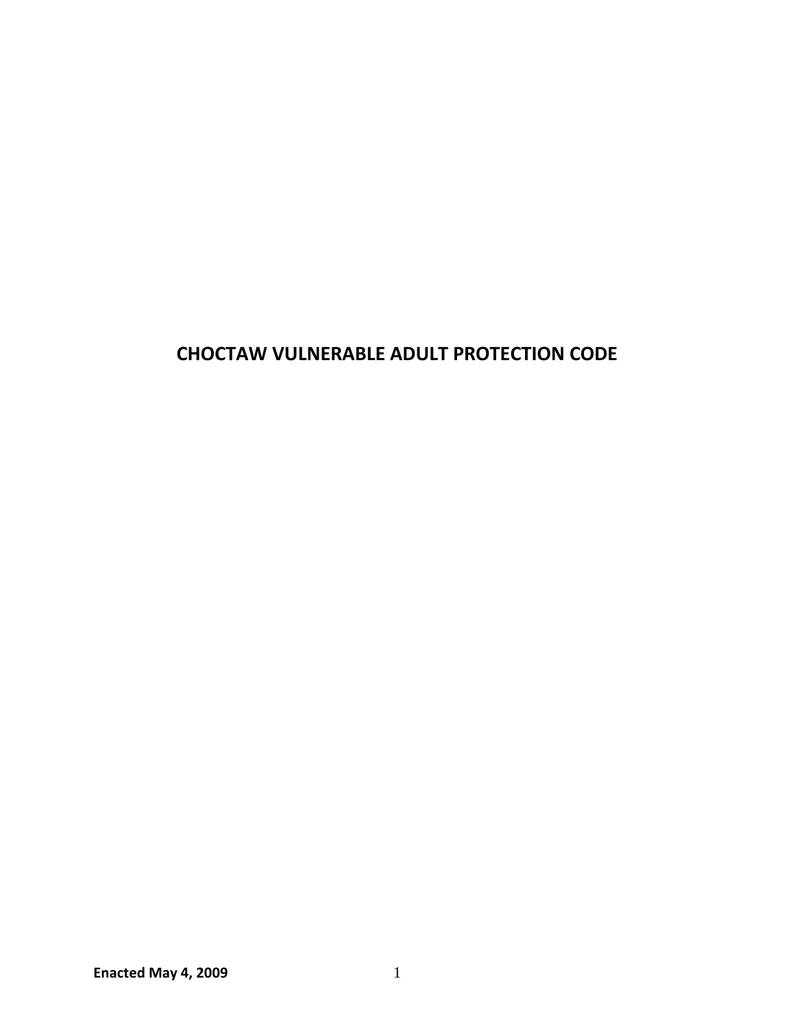# CHOCTAW VULNERABLE ADULT PROTECTION CODE

**Enacted May 4, 2009**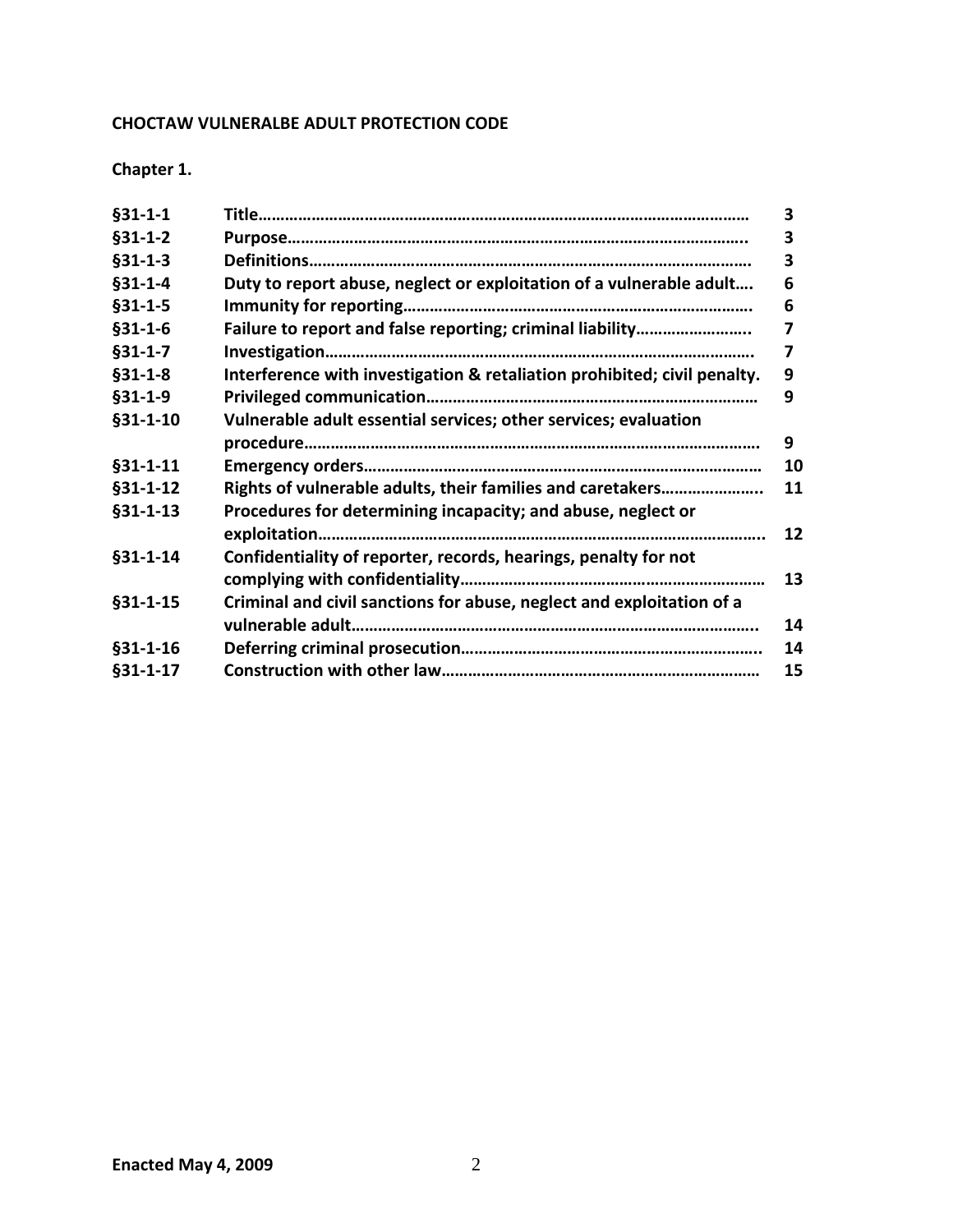**CHOCTAW VULNERALBE ADULT PROTECTION CODE**

**Chapter 1.**

| | | |
|---|---|---|
| **§31-1-1** | **Title…………………………………………………………………………………………** | **3** |
| **§31-1-2** | **Purpose…………………………………………………………………………………..** | **3** |
| **§31-1-3** | **Definitions……………………………………………………………………………….** | **3** |
| **§31-1-4** | **Duty to report abuse, neglect or exploitation of a vulnerable adult….** | **6** |
| **§31-1-5** | **Immunity for reporting…………………………………………………………………** | **6** |
| **§31-1-6** | **Failure to report and false reporting; criminal liability……………………..** | **7** |
| **§31-1-7** | **Investigation…………………………………………………………………………….** | **7** |
| **§31-1-8** | **Interference with investigation & retaliation prohibited; civil penalty.** | **9** |
| **§31-1-9** | **Privileged communication……………………………………………………………** | **9** |
| **§31-1-10** | **Vulnerable adult essential services; other services; evaluation procedure…………………………………………………………………………………** | **9** |
| **§31-1-11** | **Emergency orders……………………………………………………………………** | **10** |
| **§31-1-12** | **Rights of vulnerable adults, their families and caretakers…………………..** | **11** |
| **§31-1-13** | **Procedures for determining incapacity; and abuse, neglect or exploitation………………………………………………………………………………..** | **12** |
| **§31-1-14** | **Confidentiality of reporter, records, hearings, penalty for not complying with confidentiality……………………………………………………………** | **13** |
| **§31-1-15** | **Criminal and civil sanctions for abuse, neglect and exploitation of a vulnerable adult………………………………………………………………………………..** | **14** |
| **§31-1-16** | **Deferring criminal prosecution………………………………………………………..** | **14** |
| **§31-1-17** | **Construction with other law……………………………………………………………** | **15** |

**Enacted May 4, 2009**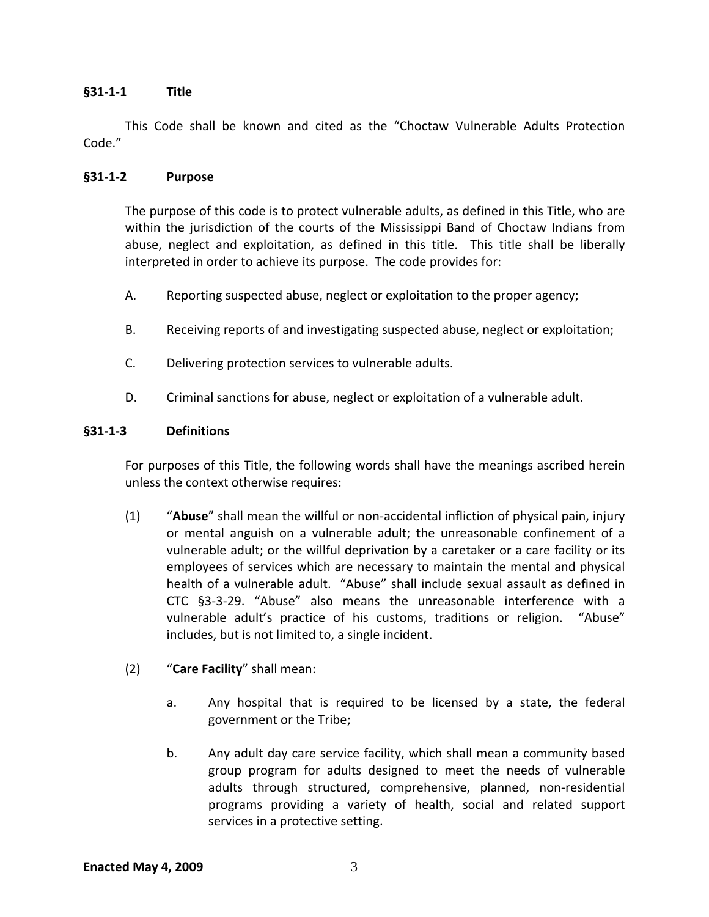### §31-1-1 Title

This Code shall be known and cited as the "Choctaw Vulnerable Adults Protection Code."

### §31-1-2 Purpose

The purpose of this code is to protect vulnerable adults, as defined in this Title, who are within the jurisdiction of the courts of the Mississippi Band of Choctaw Indians from abuse, neglect and exploitation, as defined in this title. This title shall be liberally interpreted in order to achieve its purpose. The code provides for:

A. Reporting suspected abuse, neglect or exploitation to the proper agency;

B. Receiving reports of and investigating suspected abuse, neglect or exploitation;

C. Delivering protection services to vulnerable adults.

D. Criminal sanctions for abuse, neglect or exploitation of a vulnerable adult.

### §31-1-3 Definitions

For purposes of this Title, the following words shall have the meanings ascribed herein unless the context otherwise requires:

(1) "**Abuse**" shall mean the willful or non-accidental infliction of physical pain, injury or mental anguish on a vulnerable adult; the unreasonable confinement of a vulnerable adult; or the willful deprivation by a caretaker or a care facility or its employees of services which are necessary to maintain the mental and physical health of a vulnerable adult. "Abuse" shall include sexual assault as defined in CTC §3-3-29. "Abuse" also means the unreasonable interference with a vulnerable adult's practice of his customs, traditions or religion. "Abuse" includes, but is not limited to, a single incident.

(2) "**Care Facility**" shall mean:

a. Any hospital that is required to be licensed by a state, the federal government or the Tribe;

b. Any adult day care service facility, which shall mean a community based group program for adults designed to meet the needs of vulnerable adults through structured, comprehensive, planned, non-residential programs providing a variety of health, social and related support services in a protective setting.

**Enacted May 4, 2009**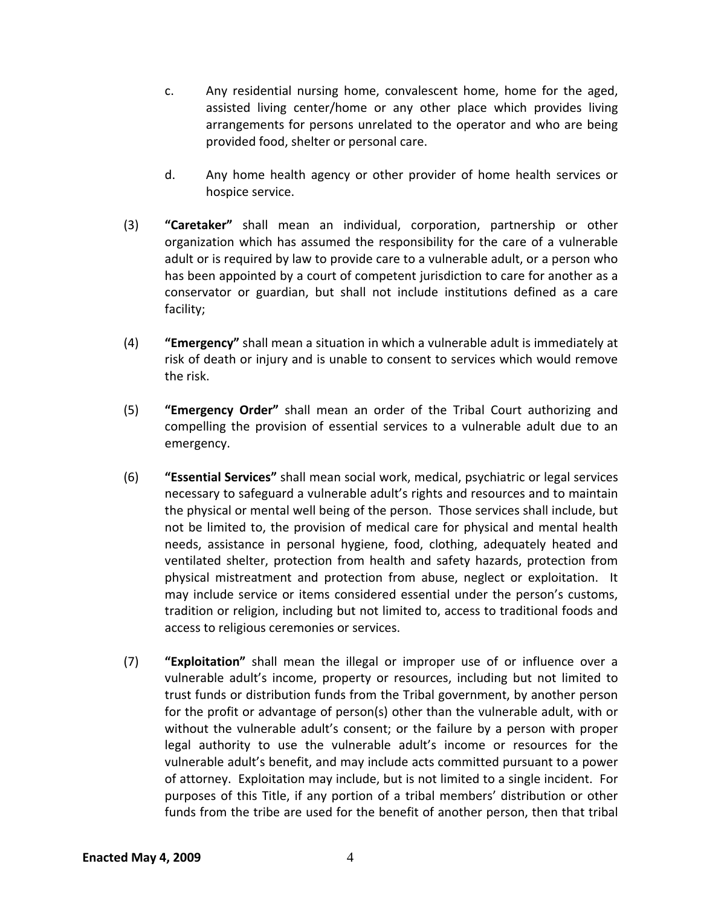c. Any residential nursing home, convalescent home, home for the aged, assisted living center/home or any other place which provides living arrangements for persons unrelated to the operator and who are being provided food, shelter or personal care.

d. Any home health agency or other provider of home health services or hospice service.

(3) **"Caretaker"** shall mean an individual, corporation, partnership or other organization which has assumed the responsibility for the care of a vulnerable adult or is required by law to provide care to a vulnerable adult, or a person who has been appointed by a court of competent jurisdiction to care for another as a conservator or guardian, but shall not include institutions defined as a care facility;

(4) **"Emergency"** shall mean a situation in which a vulnerable adult is immediately at risk of death or injury and is unable to consent to services which would remove the risk.

(5) **"Emergency Order"** shall mean an order of the Tribal Court authorizing and compelling the provision of essential services to a vulnerable adult due to an emergency.

(6) **"Essential Services"** shall mean social work, medical, psychiatric or legal services necessary to safeguard a vulnerable adult's rights and resources and to maintain the physical or mental well being of the person. Those services shall include, but not be limited to, the provision of medical care for physical and mental health needs, assistance in personal hygiene, food, clothing, adequately heated and ventilated shelter, protection from health and safety hazards, protection from physical mistreatment and protection from abuse, neglect or exploitation. It may include service or items considered essential under the person's customs, tradition or religion, including but not limited to, access to traditional foods and access to religious ceremonies or services.

(7) **"Exploitation"** shall mean the illegal or improper use of or influence over a vulnerable adult's income, property or resources, including but not limited to trust funds or distribution funds from the Tribal government, by another person for the profit or advantage of person(s) other than the vulnerable adult, with or without the vulnerable adult's consent; or the failure by a person with proper legal authority to use the vulnerable adult's income or resources for the vulnerable adult's benefit, and may include acts committed pursuant to a power of attorney. Exploitation may include, but is not limited to a single incident. For purposes of this Title, if any portion of a tribal members' distribution or other funds from the tribe are used for the benefit of another person, then that tribal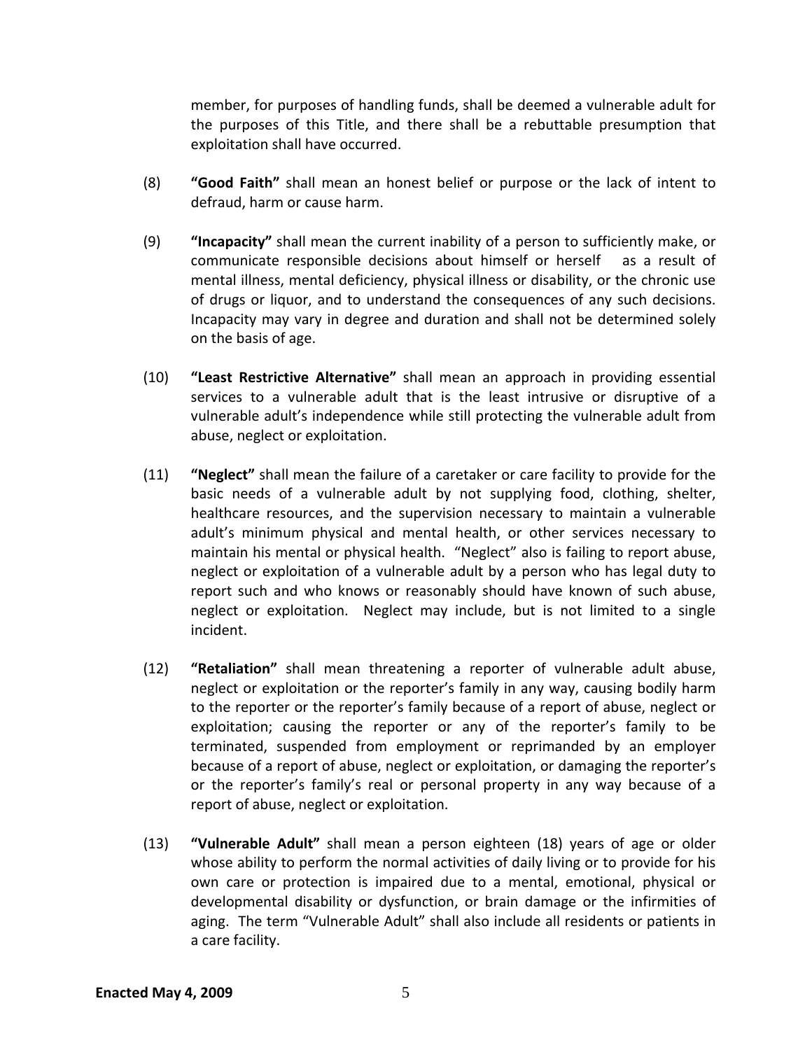member, for purposes of handling funds, shall be deemed a vulnerable adult for the purposes of this Title, and there shall be a rebuttable presumption that exploitation shall have occurred.

(8) **"Good Faith"** shall mean an honest belief or purpose or the lack of intent to defraud, harm or cause harm.

(9) **"Incapacity"** shall mean the current inability of a person to sufficiently make, or communicate responsible decisions about himself or herself as a result of mental illness, mental deficiency, physical illness or disability, or the chronic use of drugs or liquor, and to understand the consequences of any such decisions. Incapacity may vary in degree and duration and shall not be determined solely on the basis of age.

(10) **"Least Restrictive Alternative"** shall mean an approach in providing essential services to a vulnerable adult that is the least intrusive or disruptive of a vulnerable adult's independence while still protecting the vulnerable adult from abuse, neglect or exploitation.

(11) **"Neglect"** shall mean the failure of a caretaker or care facility to provide for the basic needs of a vulnerable adult by not supplying food, clothing, shelter, healthcare resources, and the supervision necessary to maintain a vulnerable adult's minimum physical and mental health, or other services necessary to maintain his mental or physical health. "Neglect" also is failing to report abuse, neglect or exploitation of a vulnerable adult by a person who has legal duty to report such and who knows or reasonably should have known of such abuse, neglect or exploitation. Neglect may include, but is not limited to a single incident.

(12) **"Retaliation"** shall mean threatening a reporter of vulnerable adult abuse, neglect or exploitation or the reporter's family in any way, causing bodily harm to the reporter or the reporter's family because of a report of abuse, neglect or exploitation; causing the reporter or any of the reporter's family to be terminated, suspended from employment or reprimanded by an employer because of a report of abuse, neglect or exploitation, or damaging the reporter's or the reporter's family's real or personal property in any way because of a report of abuse, neglect or exploitation.

(13) **"Vulnerable Adult"** shall mean a person eighteen (18) years of age or older whose ability to perform the normal activities of daily living or to provide for his own care or protection is impaired due to a mental, emotional, physical or developmental disability or dysfunction, or brain damage or the infirmities of aging. The term "Vulnerable Adult" shall also include all residents or patients in a care facility.

**Enacted May 4, 2009**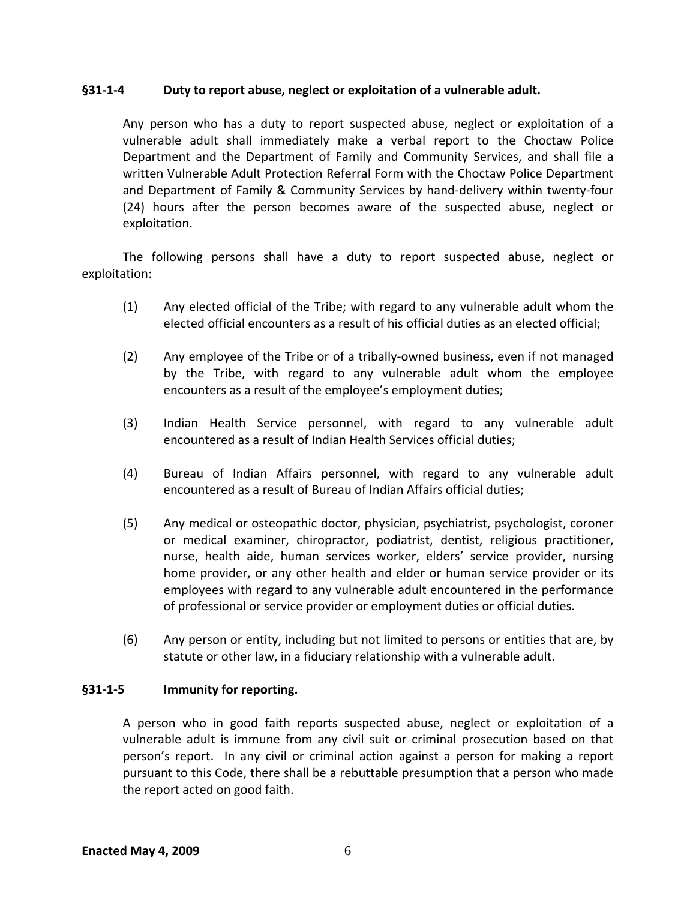### §31-1-4 Duty to report abuse, neglect or exploitation of a vulnerable adult.

Any person who has a duty to report suspected abuse, neglect or exploitation of a vulnerable adult shall immediately make a verbal report to the Choctaw Police Department and the Department of Family and Community Services, and shall file a written Vulnerable Adult Protection Referral Form with the Choctaw Police Department and Department of Family & Community Services by hand-delivery within twenty-four (24) hours after the person becomes aware of the suspected abuse, neglect or exploitation.

The following persons shall have a duty to report suspected abuse, neglect or exploitation:

(1) Any elected official of the Tribe; with regard to any vulnerable adult whom the elected official encounters as a result of his official duties as an elected official;

(2) Any employee of the Tribe or of a tribally-owned business, even if not managed by the Tribe, with regard to any vulnerable adult whom the employee encounters as a result of the employee's employment duties;

(3) Indian Health Service personnel, with regard to any vulnerable adult encountered as a result of Indian Health Services official duties;

(4) Bureau of Indian Affairs personnel, with regard to any vulnerable adult encountered as a result of Bureau of Indian Affairs official duties;

(5) Any medical or osteopathic doctor, physician, psychiatrist, psychologist, coroner or medical examiner, chiropractor, podiatrist, dentist, religious practitioner, nurse, health aide, human services worker, elders' service provider, nursing home provider, or any other health and elder or human service provider or its employees with regard to any vulnerable adult encountered in the performance of professional or service provider or employment duties or official duties.

(6) Any person or entity, including but not limited to persons or entities that are, by statute or other law, in a fiduciary relationship with a vulnerable adult.

### §31-1-5 Immunity for reporting.

A person who in good faith reports suspected abuse, neglect or exploitation of a vulnerable adult is immune from any civil suit or criminal prosecution based on that person's report. In any civil or criminal action against a person for making a report pursuant to this Code, there shall be a rebuttable presumption that a person who made the report acted on good faith.

**Enacted May 4, 2009**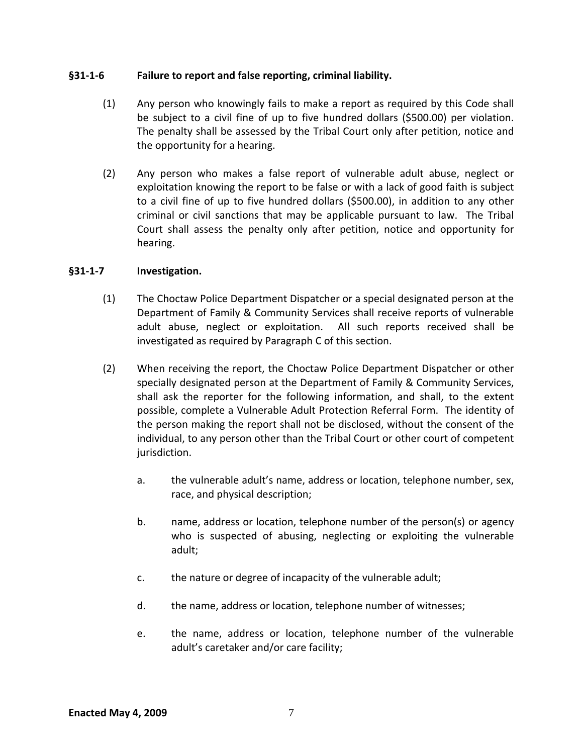### §31-1-6 Failure to report and false reporting, criminal liability.

(1) Any person who knowingly fails to make a report as required by this Code shall be subject to a civil fine of up to five hundred dollars ($500.00) per violation. The penalty shall be assessed by the Tribal Court only after petition, notice and the opportunity for a hearing.

(2) Any person who makes a false report of vulnerable adult abuse, neglect or exploitation knowing the report to be false or with a lack of good faith is subject to a civil fine of up to five hundred dollars ($500.00), in addition to any other criminal or civil sanctions that may be applicable pursuant to law. The Tribal Court shall assess the penalty only after petition, notice and opportunity for hearing.

### §31-1-7 Investigation.

(1) The Choctaw Police Department Dispatcher or a special designated person at the Department of Family & Community Services shall receive reports of vulnerable adult abuse, neglect or exploitation. All such reports received shall be investigated as required by Paragraph C of this section.

(2) When receiving the report, the Choctaw Police Department Dispatcher or other specially designated person at the Department of Family & Community Services, shall ask the reporter for the following information, and shall, to the extent possible, complete a Vulnerable Adult Protection Referral Form. The identity of the person making the report shall not be disclosed, without the consent of the individual, to any person other than the Tribal Court or other court of competent jurisdiction.

a. the vulnerable adult's name, address or location, telephone number, sex, race, and physical description;

b. name, address or location, telephone number of the person(s) or agency who is suspected of abusing, neglecting or exploiting the vulnerable adult;

c. the nature or degree of incapacity of the vulnerable adult;

d. the name, address or location, telephone number of witnesses;

e. the name, address or location, telephone number of the vulnerable adult's caretaker and/or care facility;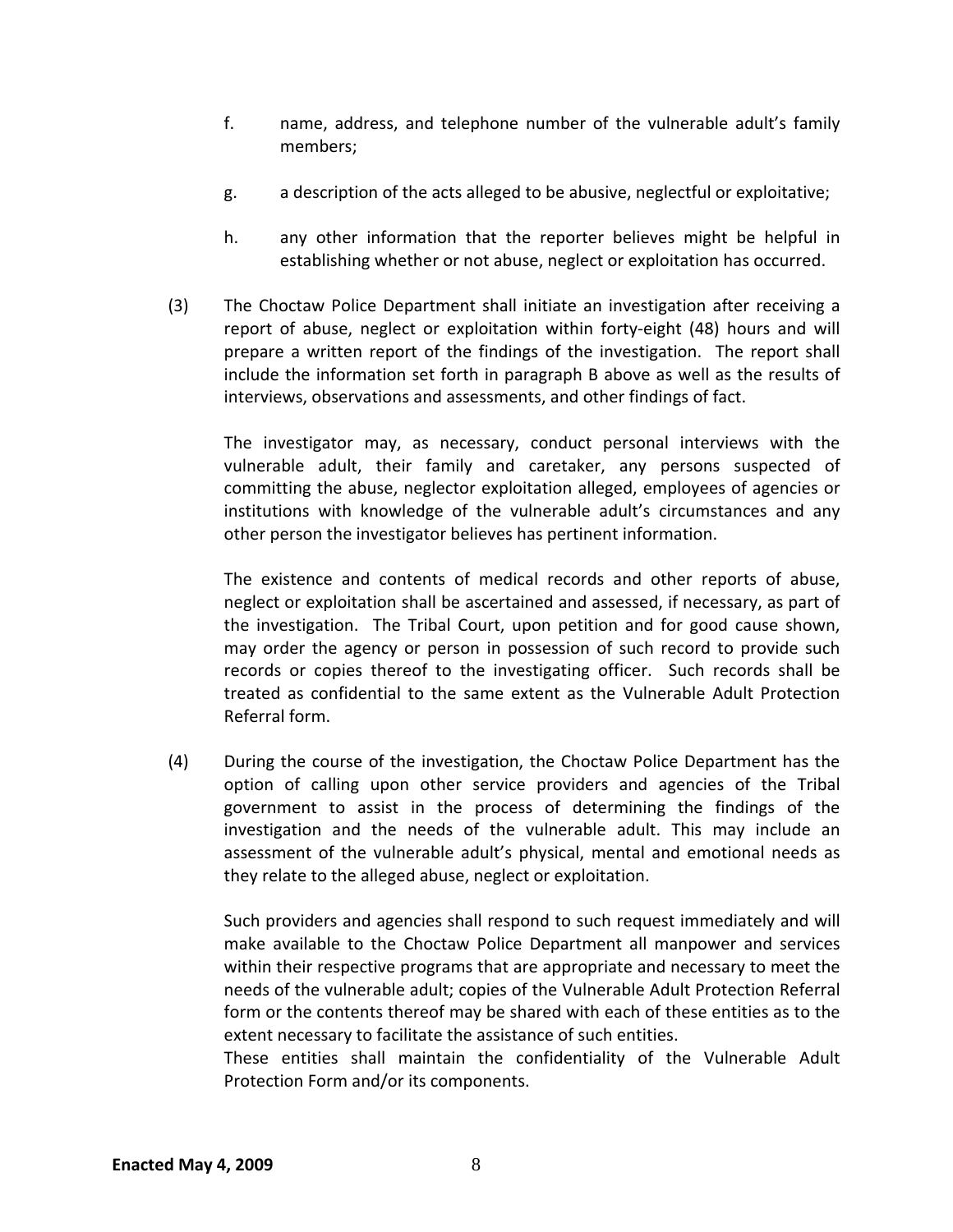f. name, address, and telephone number of the vulnerable adult's family members;

g. a description of the acts alleged to be abusive, neglectful or exploitative;

h. any other information that the reporter believes might be helpful in establishing whether or not abuse, neglect or exploitation has occurred.

(3) The Choctaw Police Department shall initiate an investigation after receiving a report of abuse, neglect or exploitation within forty-eight (48) hours and will prepare a written report of the findings of the investigation. The report shall include the information set forth in paragraph B above as well as the results of interviews, observations and assessments, and other findings of fact.

The investigator may, as necessary, conduct personal interviews with the vulnerable adult, their family and caretaker, any persons suspected of committing the abuse, neglector exploitation alleged, employees of agencies or institutions with knowledge of the vulnerable adult's circumstances and any other person the investigator believes has pertinent information.

The existence and contents of medical records and other reports of abuse, neglect or exploitation shall be ascertained and assessed, if necessary, as part of the investigation. The Tribal Court, upon petition and for good cause shown, may order the agency or person in possession of such record to provide such records or copies thereof to the investigating officer. Such records shall be treated as confidential to the same extent as the Vulnerable Adult Protection Referral form.

(4) During the course of the investigation, the Choctaw Police Department has the option of calling upon other service providers and agencies of the Tribal government to assist in the process of determining the findings of the investigation and the needs of the vulnerable adult. This may include an assessment of the vulnerable adult's physical, mental and emotional needs as they relate to the alleged abuse, neglect or exploitation.

Such providers and agencies shall respond to such request immediately and will make available to the Choctaw Police Department all manpower and services within their respective programs that are appropriate and necessary to meet the needs of the vulnerable adult; copies of the Vulnerable Adult Protection Referral form or the contents thereof may be shared with each of these entities as to the extent necessary to facilitate the assistance of such entities.
These entities shall maintain the confidentiality of the Vulnerable Adult Protection Form and/or its components.

**Enacted May 4, 2009**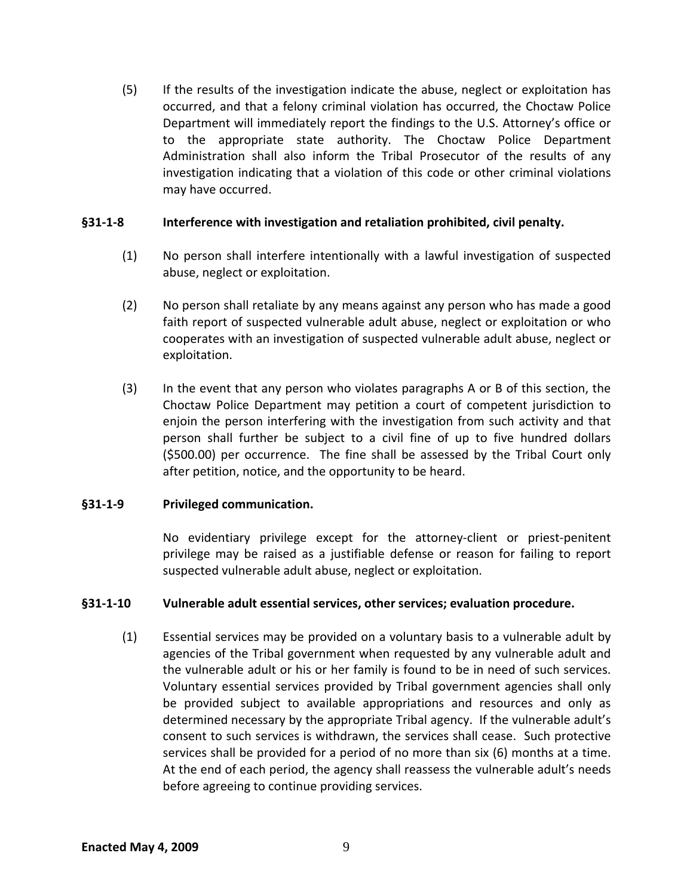(5) If the results of the investigation indicate the abuse, neglect or exploitation has occurred, and that a felony criminal violation has occurred, the Choctaw Police Department will immediately report the findings to the U.S. Attorney's office or to the appropriate state authority. The Choctaw Police Department Administration shall also inform the Tribal Prosecutor of the results of any investigation indicating that a violation of this code or other criminal violations may have occurred.

### §31-1-8 Interference with investigation and retaliation prohibited, civil penalty.

(1) No person shall interfere intentionally with a lawful investigation of suspected abuse, neglect or exploitation.

(2) No person shall retaliate by any means against any person who has made a good faith report of suspected vulnerable adult abuse, neglect or exploitation or who cooperates with an investigation of suspected vulnerable adult abuse, neglect or exploitation.

(3) In the event that any person who violates paragraphs A or B of this section, the Choctaw Police Department may petition a court of competent jurisdiction to enjoin the person interfering with the investigation from such activity and that person shall further be subject to a civil fine of up to five hundred dollars ($500.00) per occurrence. The fine shall be assessed by the Tribal Court only after petition, notice, and the opportunity to be heard.

### §31-1-9 Privileged communication.

No evidentiary privilege except for the attorney-client or priest-penitent privilege may be raised as a justifiable defense or reason for failing to report suspected vulnerable adult abuse, neglect or exploitation.

### §31-1-10 Vulnerable adult essential services, other services; evaluation procedure.

(1) Essential services may be provided on a voluntary basis to a vulnerable adult by agencies of the Tribal government when requested by any vulnerable adult and the vulnerable adult or his or her family is found to be in need of such services. Voluntary essential services provided by Tribal government agencies shall only be provided subject to available appropriations and resources and only as determined necessary by the appropriate Tribal agency. If the vulnerable adult's consent to such services is withdrawn, the services shall cease. Such protective services shall be provided for a period of no more than six (6) months at a time. At the end of each period, the agency shall reassess the vulnerable adult's needs before agreeing to continue providing services.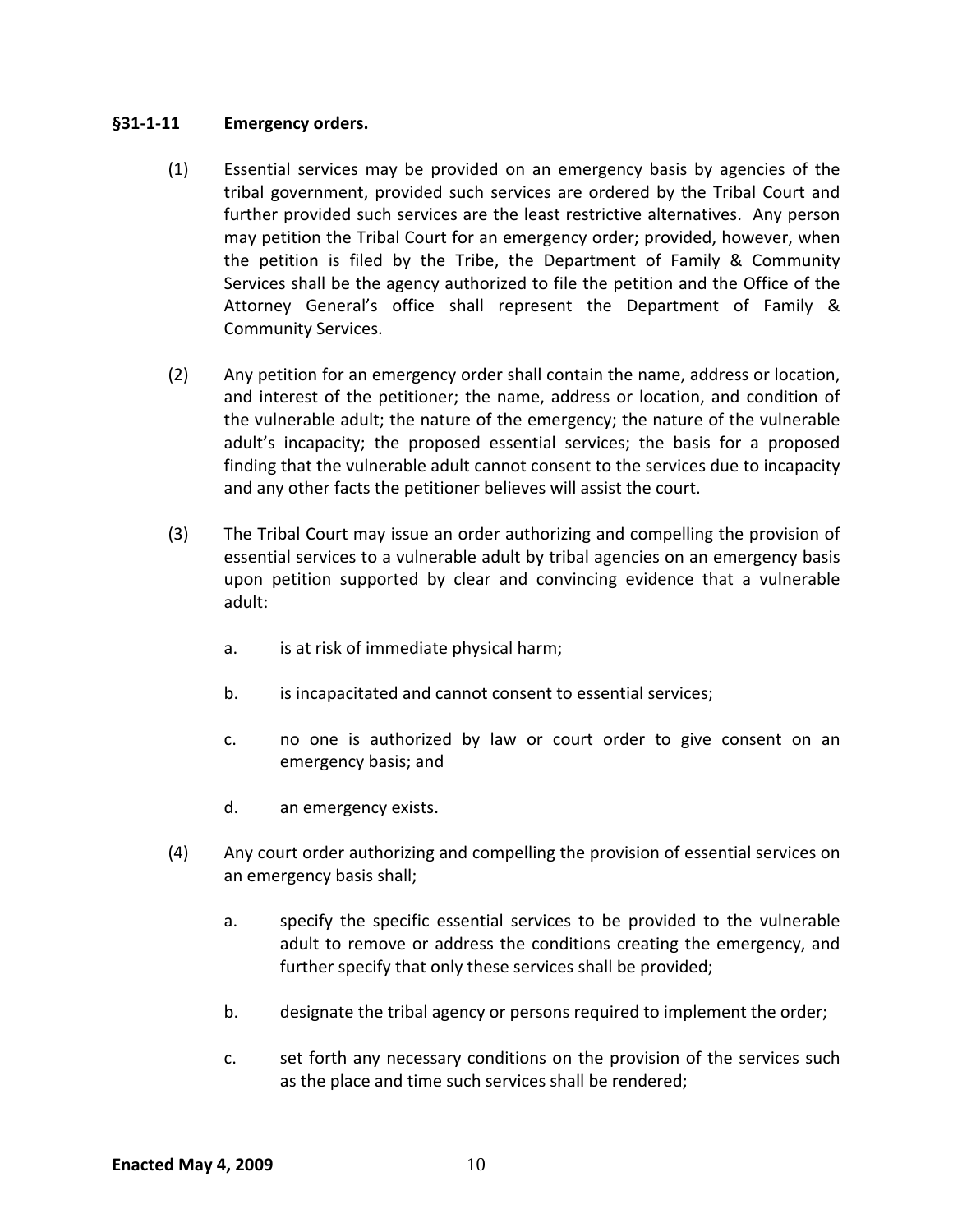### §31-1-11 Emergency orders.

(1) Essential services may be provided on an emergency basis by agencies of the tribal government, provided such services are ordered by the Tribal Court and further provided such services are the least restrictive alternatives. Any person may petition the Tribal Court for an emergency order; provided, however, when the petition is filed by the Tribe, the Department of Family & Community Services shall be the agency authorized to file the petition and the Office of the Attorney General's office shall represent the Department of Family & Community Services.

(2) Any petition for an emergency order shall contain the name, address or location, and interest of the petitioner; the name, address or location, and condition of the vulnerable adult; the nature of the emergency; the nature of the vulnerable adult's incapacity; the proposed essential services; the basis for a proposed finding that the vulnerable adult cannot consent to the services due to incapacity and any other facts the petitioner believes will assist the court.

(3) The Tribal Court may issue an order authorizing and compelling the provision of essential services to a vulnerable adult by tribal agencies on an emergency basis upon petition supported by clear and convincing evidence that a vulnerable adult:

a. is at risk of immediate physical harm;

b. is incapacitated and cannot consent to essential services;

c. no one is authorized by law or court order to give consent on an emergency basis; and

d. an emergency exists.

(4) Any court order authorizing and compelling the provision of essential services on an emergency basis shall;

a. specify the specific essential services to be provided to the vulnerable adult to remove or address the conditions creating the emergency, and further specify that only these services shall be provided;

b. designate the tribal agency or persons required to implement the order;

c. set forth any necessary conditions on the provision of the services such as the place and time such services shall be rendered;

**Enacted May 4, 2009**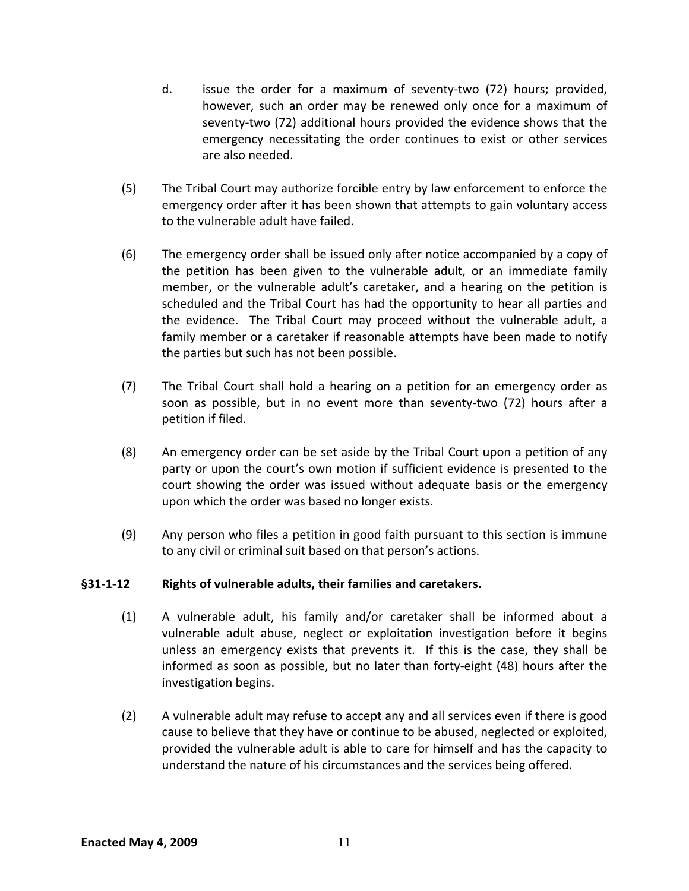d. issue the order for a maximum of seventy-two (72) hours; provided, however, such an order may be renewed only once for a maximum of seventy-two (72) additional hours provided the evidence shows that the emergency necessitating the order continues to exist or other services are also needed.

(5) The Tribal Court may authorize forcible entry by law enforcement to enforce the emergency order after it has been shown that attempts to gain voluntary access to the vulnerable adult have failed.

(6) The emergency order shall be issued only after notice accompanied by a copy of the petition has been given to the vulnerable adult, or an immediate family member, or the vulnerable adult's caretaker, and a hearing on the petition is scheduled and the Tribal Court has had the opportunity to hear all parties and the evidence. The Tribal Court may proceed without the vulnerable adult, a family member or a caretaker if reasonable attempts have been made to notify the parties but such has not been possible.

(7) The Tribal Court shall hold a hearing on a petition for an emergency order as soon as possible, but in no event more than seventy-two (72) hours after a petition if filed.

(8) An emergency order can be set aside by the Tribal Court upon a petition of any party or upon the court's own motion if sufficient evidence is presented to the court showing the order was issued without adequate basis or the emergency upon which the order was based no longer exists.

(9) Any person who files a petition in good faith pursuant to this section is immune to any civil or criminal suit based on that person's actions.

**§31-1-12 Rights of vulnerable adults, their families and caretakers.**

(1) A vulnerable adult, his family and/or caretaker shall be informed about a vulnerable adult abuse, neglect or exploitation investigation before it begins unless an emergency exists that prevents it. If this is the case, they shall be informed as soon as possible, but no later than forty-eight (48) hours after the investigation begins.

(2) A vulnerable adult may refuse to accept any and all services even if there is good cause to believe that they have or continue to be abused, neglected or exploited, provided the vulnerable adult is able to care for himself and has the capacity to understand the nature of his circumstances and the services being offered.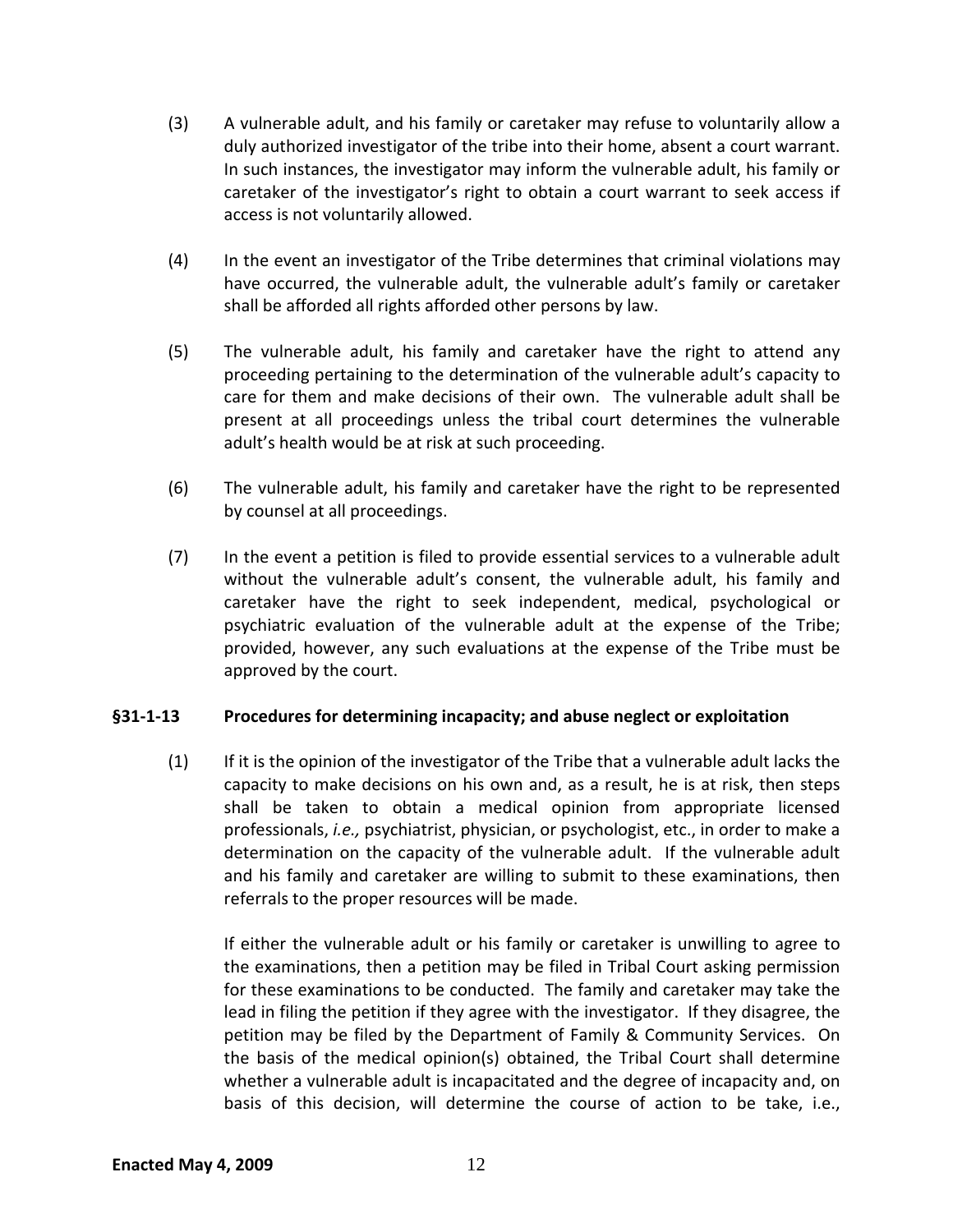(3) A vulnerable adult, and his family or caretaker may refuse to voluntarily allow a duly authorized investigator of the tribe into their home, absent a court warrant. In such instances, the investigator may inform the vulnerable adult, his family or caretaker of the investigator's right to obtain a court warrant to seek access if access is not voluntarily allowed.

(4) In the event an investigator of the Tribe determines that criminal violations may have occurred, the vulnerable adult, the vulnerable adult's family or caretaker shall be afforded all rights afforded other persons by law.

(5) The vulnerable adult, his family and caretaker have the right to attend any proceeding pertaining to the determination of the vulnerable adult's capacity to care for them and make decisions of their own. The vulnerable adult shall be present at all proceedings unless the tribal court determines the vulnerable adult's health would be at risk at such proceeding.

(6) The vulnerable adult, his family and caretaker have the right to be represented by counsel at all proceedings.

(7) In the event a petition is filed to provide essential services to a vulnerable adult without the vulnerable adult's consent, the vulnerable adult, his family and caretaker have the right to seek independent, medical, psychological or psychiatric evaluation of the vulnerable adult at the expense of the Tribe; provided, however, any such evaluations at the expense of the Tribe must be approved by the court.

### §31-1-13 Procedures for determining incapacity; and abuse neglect or exploitation

(1) If it is the opinion of the investigator of the Tribe that a vulnerable adult lacks the capacity to make decisions on his own and, as a result, he is at risk, then steps shall be taken to obtain a medical opinion from appropriate licensed professionals, *i.e.,* psychiatrist, physician, or psychologist, etc., in order to make a determination on the capacity of the vulnerable adult. If the vulnerable adult and his family and caretaker are willing to submit to these examinations, then referrals to the proper resources will be made.

If either the vulnerable adult or his family or caretaker is unwilling to agree to the examinations, then a petition may be filed in Tribal Court asking permission for these examinations to be conducted. The family and caretaker may take the lead in filing the petition if they agree with the investigator. If they disagree, the petition may be filed by the Department of Family & Community Services. On the basis of the medical opinion(s) obtained, the Tribal Court shall determine whether a vulnerable adult is incapacitated and the degree of incapacity and, on basis of this decision, will determine the course of action to be take, i.e.,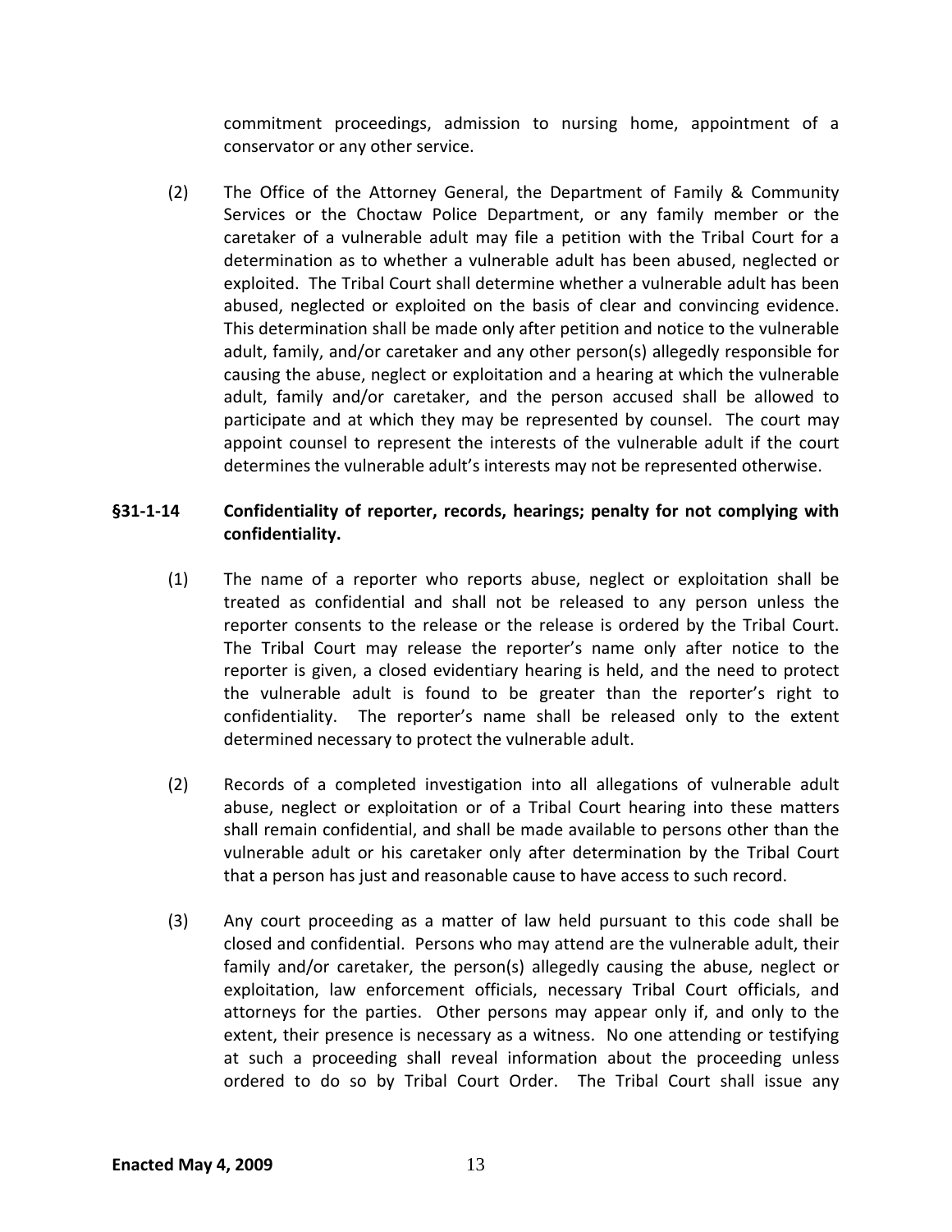commitment proceedings, admission to nursing home, appointment of a conservator or any other service.

(2) The Office of the Attorney General, the Department of Family & Community Services or the Choctaw Police Department, or any family member or the caretaker of a vulnerable adult may file a petition with the Tribal Court for a determination as to whether a vulnerable adult has been abused, neglected or exploited. The Tribal Court shall determine whether a vulnerable adult has been abused, neglected or exploited on the basis of clear and convincing evidence. This determination shall be made only after petition and notice to the vulnerable adult, family, and/or caretaker and any other person(s) allegedly responsible for causing the abuse, neglect or exploitation and a hearing at which the vulnerable adult, family and/or caretaker, and the person accused shall be allowed to participate and at which they may be represented by counsel. The court may appoint counsel to represent the interests of the vulnerable adult if the court determines the vulnerable adult's interests may not be represented otherwise.

### §31-1-14 Confidentiality of reporter, records, hearings; penalty for not complying with confidentiality.

(1) The name of a reporter who reports abuse, neglect or exploitation shall be treated as confidential and shall not be released to any person unless the reporter consents to the release or the release is ordered by the Tribal Court. The Tribal Court may release the reporter's name only after notice to the reporter is given, a closed evidentiary hearing is held, and the need to protect the vulnerable adult is found to be greater than the reporter's right to confidentiality. The reporter's name shall be released only to the extent determined necessary to protect the vulnerable adult.

(2) Records of a completed investigation into all allegations of vulnerable adult abuse, neglect or exploitation or of a Tribal Court hearing into these matters shall remain confidential, and shall be made available to persons other than the vulnerable adult or his caretaker only after determination by the Tribal Court that a person has just and reasonable cause to have access to such record.

(3) Any court proceeding as a matter of law held pursuant to this code shall be closed and confidential. Persons who may attend are the vulnerable adult, their family and/or caretaker, the person(s) allegedly causing the abuse, neglect or exploitation, law enforcement officials, necessary Tribal Court officials, and attorneys for the parties. Other persons may appear only if, and only to the extent, their presence is necessary as a witness. No one attending or testifying at such a proceeding shall reveal information about the proceeding unless ordered to do so by Tribal Court Order. The Tribal Court shall issue any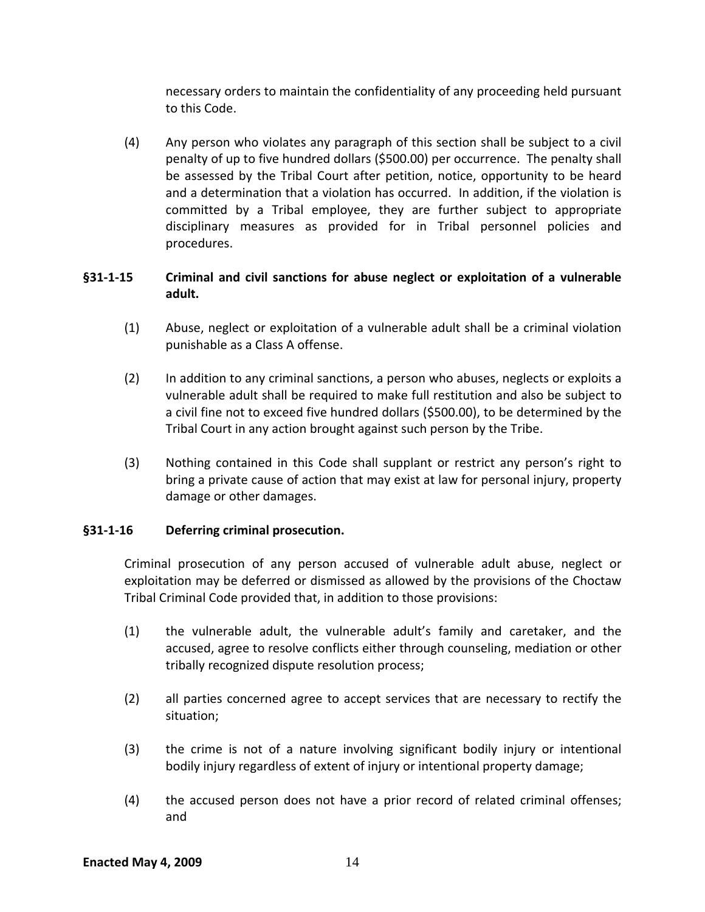necessary orders to maintain the confidentiality of any proceeding held pursuant to this Code.

(4) Any person who violates any paragraph of this section shall be subject to a civil penalty of up to five hundred dollars ($500.00) per occurrence. The penalty shall be assessed by the Tribal Court after petition, notice, opportunity to be heard and a determination that a violation has occurred. In addition, if the violation is committed by a Tribal employee, they are further subject to appropriate disciplinary measures as provided for in Tribal personnel policies and procedures.

**§31-1-15 Criminal and civil sanctions for abuse neglect or exploitation of a vulnerable adult.**

(1) Abuse, neglect or exploitation of a vulnerable adult shall be a criminal violation punishable as a Class A offense.

(2) In addition to any criminal sanctions, a person who abuses, neglects or exploits a vulnerable adult shall be required to make full restitution and also be subject to a civil fine not to exceed five hundred dollars ($500.00), to be determined by the Tribal Court in any action brought against such person by the Tribe.

(3) Nothing contained in this Code shall supplant or restrict any person's right to bring a private cause of action that may exist at law for personal injury, property damage or other damages.

**§31-1-16 Deferring criminal prosecution.**

Criminal prosecution of any person accused of vulnerable adult abuse, neglect or exploitation may be deferred or dismissed as allowed by the provisions of the Choctaw Tribal Criminal Code provided that, in addition to those provisions:

(1) the vulnerable adult, the vulnerable adult's family and caretaker, and the accused, agree to resolve conflicts either through counseling, mediation or other tribally recognized dispute resolution process;

(2) all parties concerned agree to accept services that are necessary to rectify the situation;

(3) the crime is not of a nature involving significant bodily injury or intentional bodily injury regardless of extent of injury or intentional property damage;

(4) the accused person does not have a prior record of related criminal offenses; and

**Enacted May 4, 2009**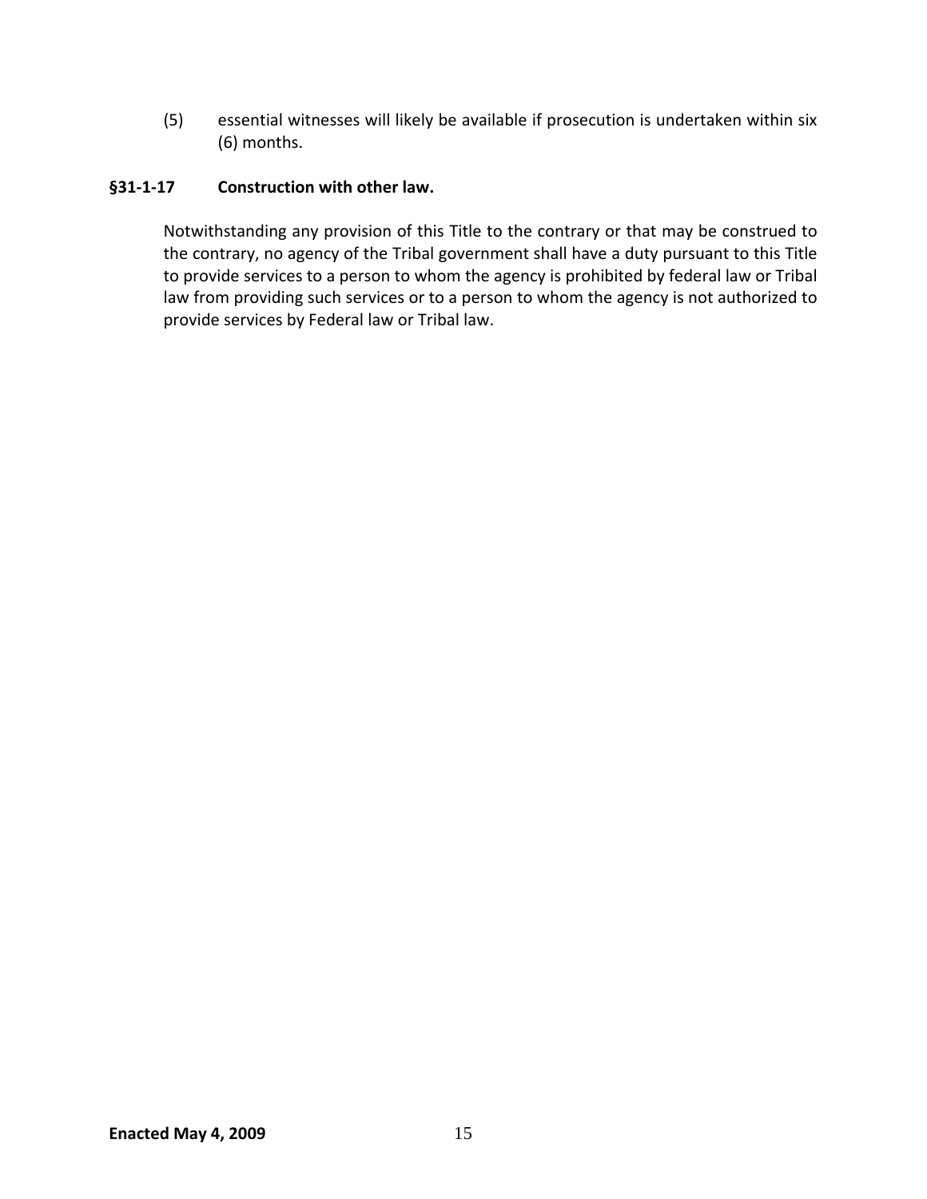(5) essential witnesses will likely be available if prosecution is undertaken within six (6) months.

### §31-1-17 Construction with other law.

Notwithstanding any provision of this Title to the contrary or that may be construed to the contrary, no agency of the Tribal government shall have a duty pursuant to this Title to provide services to a person to whom the agency is prohibited by federal law or Tribal law from providing such services or to a person to whom the agency is not authorized to provide services by Federal law or Tribal law.